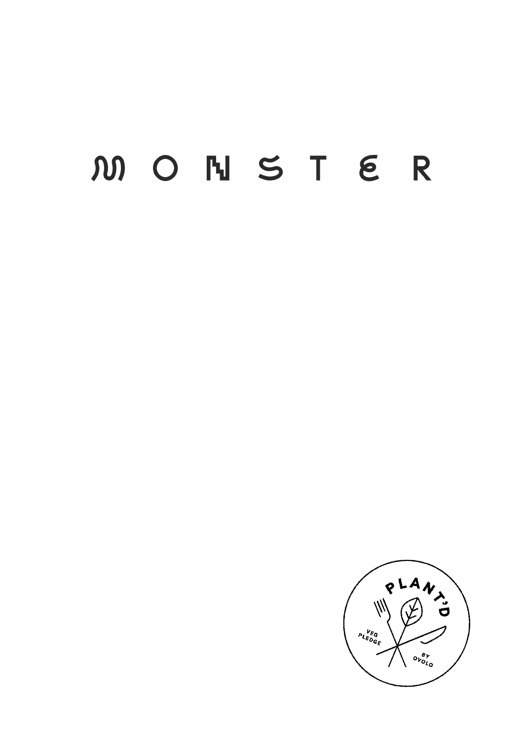# MONSTER

PLANT'D

VEG PLEDGE

BY OVOLO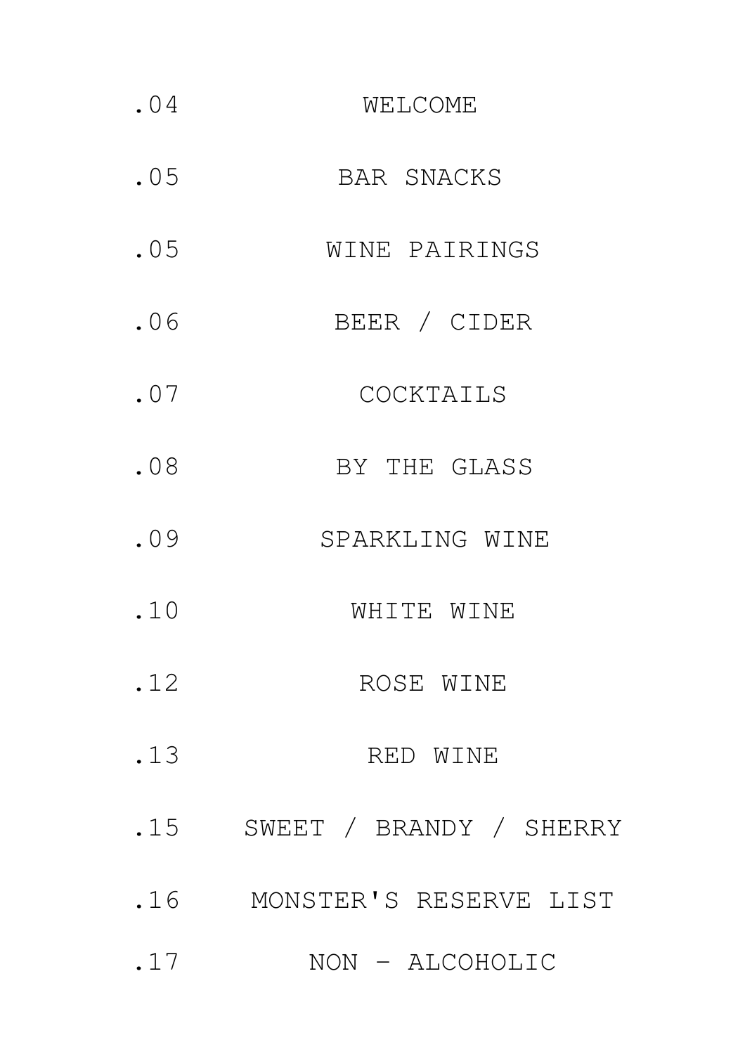.04 WELCOME

.05 BAR SNACKS

.05 WINE PAIRINGS

.06 BEER / CIDER

.07 COCKTAILS

.08 BY THE GLASS

.09 SPARKLING WINE

.10 WHITE WINE

.12 ROSE WINE

.13 RED WINE

.15 SWEET / BRANDY / SHERRY

.16 MONSTER'S RESERVE LIST

.17 NON - ALCOHOLIC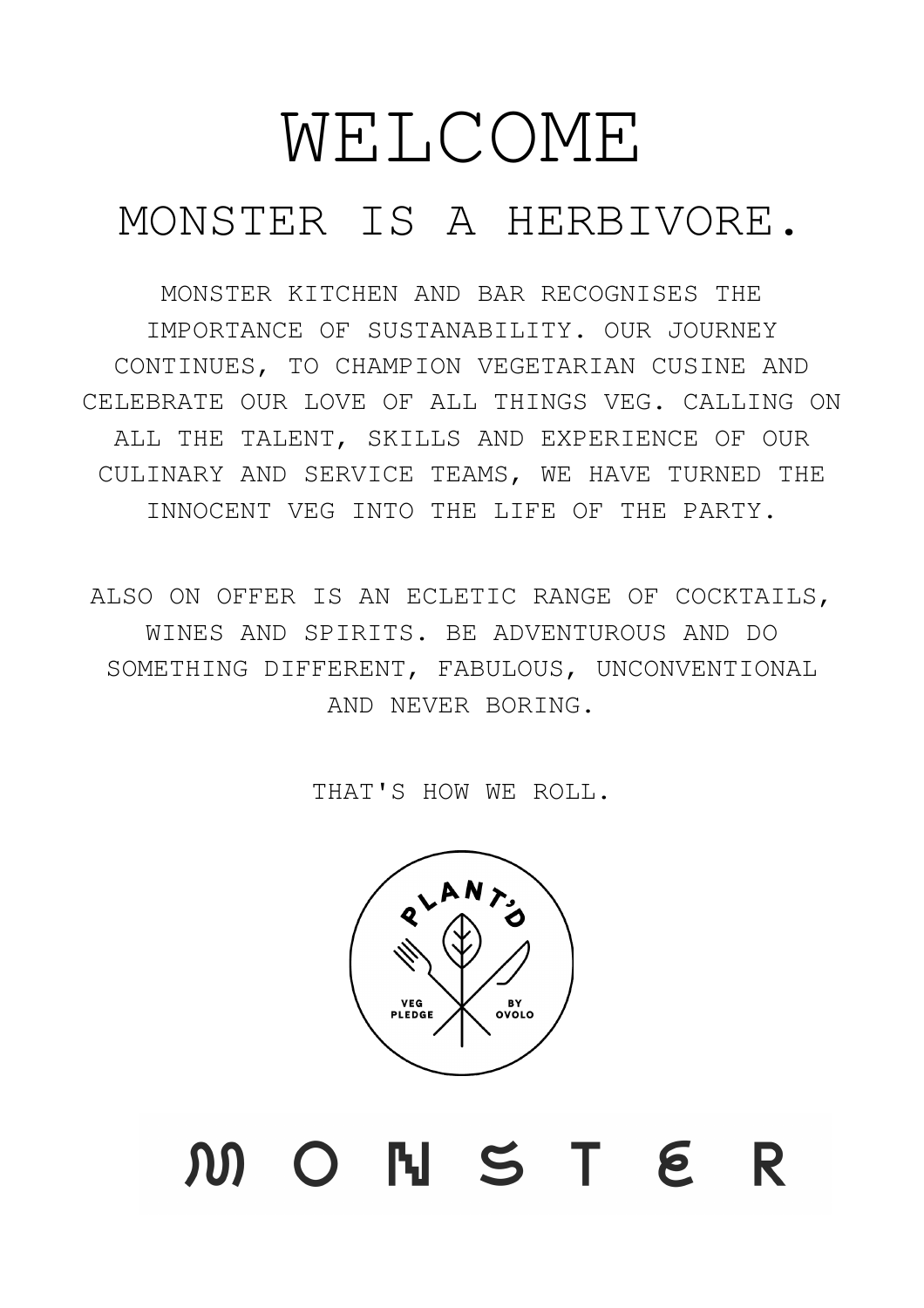# WELCOME

## MONSTER IS A HERBIVORE.

MONSTER KITCHEN AND BAR RECOGNISES THE IMPORTANCE OF SUSTANABILITY. OUR JOURNEY CONTINUES, TO CHAMPION VEGETARIAN CUSINE AND CELEBRATE OUR LOVE OF ALL THINGS VEG. CALLING ON ALL THE TALENT, SKILLS AND EXPERIENCE OF OUR CULINARY AND SERVICE TEAMS, WE HAVE TURNED THE INNOCENT VEG INTO THE LIFE OF THE PARTY.

ALSO ON OFFER IS AN ECLETIC RANGE OF COCKTAILS, WINES AND SPIRITS. BE ADVENTUROUS AND DO SOMETHING DIFFERENT, FABULOUS, UNCONVENTIONAL AND NEVER BORING.

THAT'S HOW WE ROLL.

PLANT'D

VEG PLEDGE BY OVOLO

MONSTER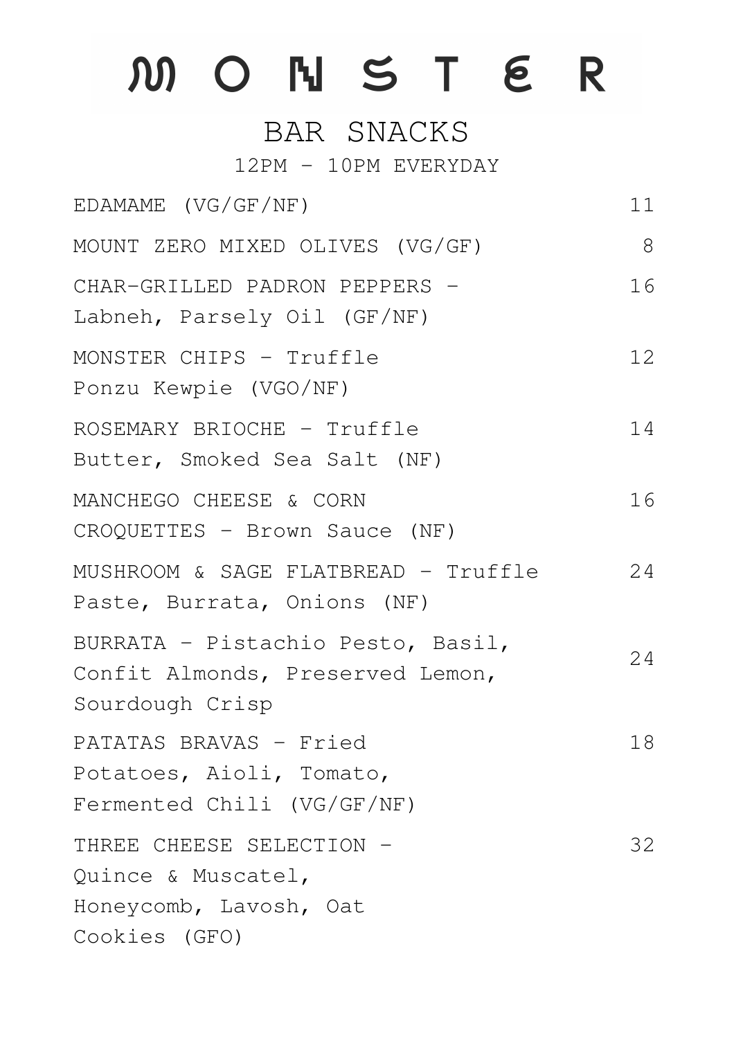# MONSTER

## BAR SNACKS

12PM - 10PM EVERYDAY

| Item | Price |
| --- | --- |
| EDAMAME (VG/GF/NF) | 11 |
| MOUNT ZERO MIXED OLIVES (VG/GF) | 8 |
| CHAR-GRILLED PADRON PEPPERS - Labneh, Parsely Oil (GF/NF) | 16 |
| MONSTER CHIPS - Truffle Ponzu Kewpie (VGO/NF) | 12 |
| ROSEMARY BRIOCHE - Truffle Butter, Smoked Sea Salt (NF) | 14 |
| MANCHEGO CHEESE & CORN CROQUETTES - Brown Sauce (NF) | 16 |
| MUSHROOM & SAGE FLATBREAD - Truffle Paste, Burrata, Onions (NF) | 24 |
| BURRATA - Pistachio Pesto, Basil, Confit Almonds, Preserved Lemon, Sourdough Crisp | 24 |
| PATATAS BRAVAS - Fried Potatoes, Aioli, Tomato, Fermented Chili (VG/GF/NF) | 18 |
| THREE CHEESE SELECTION - Quince & Muscatel, Honeycomb, Lavosh, Oat Cookies (GFO) | 32 |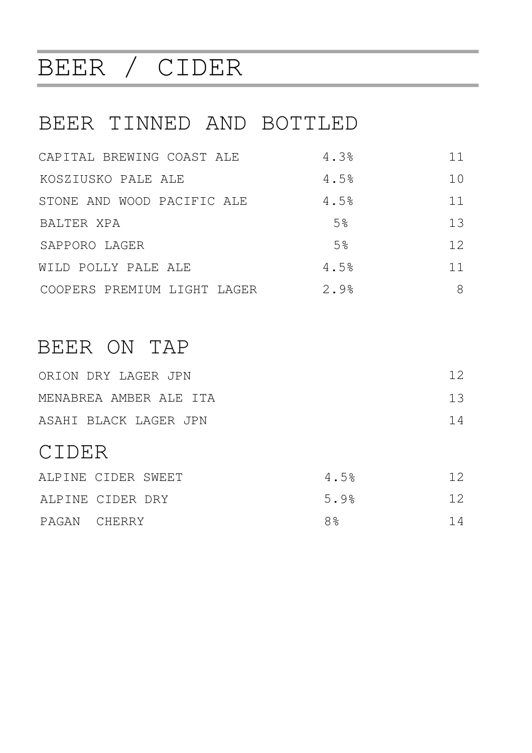# BEER / CIDER

## BEER TINNED AND BOTTLED

| | | |
|---|---|---|
| CAPITAL BREWING COAST ALE | 4.3% | 11 |
| KOSZIUSKO PALE ALE | 4.5% | 10 |
| STONE AND WOOD PACIFIC ALE | 4.5% | 11 |
| BALTER XPA | 5% | 13 |
| SAPPORO LAGER | 5% | 12 |
| WILD POLLY PALE ALE | 4.5% | 11 |
| COOPERS PREMIUM LIGHT LAGER | 2.9% | 8 |

## BEER ON TAP

| | |
|---|---|
| ORION DRY LAGER JPN | 12 |
| MENABREA AMBER ALE ITA | 13 |
| ASAHI BLACK LAGER JPN | 14 |

## CIDER

| | | |
|---|---|---|
| ALPINE CIDER SWEET | 4.5% | 12 |
| ALPINE CIDER DRY | 5.9% | 12 |
| PAGAN CHERRY | 8% | 14 |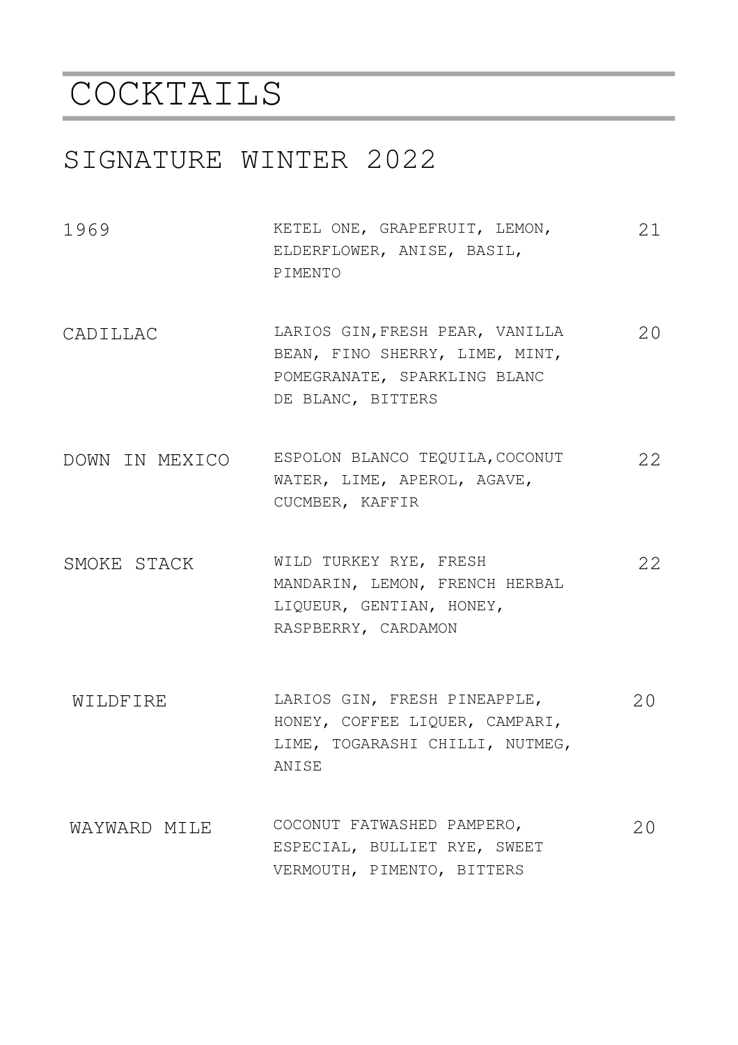# COCKTAILS

## SIGNATURE WINTER 2022

| | | |
|---|---|---|
| 1969 | KETEL ONE, GRAPEFRUIT, LEMON, ELDERFLOWER, ANISE, BASIL, PIMENTO | 21 |
| CADILLAC | LARIOS GIN,FRESH PEAR, VANILLA BEAN, FINO SHERRY, LIME, MINT, POMEGRANATE, SPARKLING BLANC DE BLANC, BITTERS | 20 |
| DOWN IN MEXICO | ESPOLON BLANCO TEQUILA,COCONUT WATER, LIME, APEROL, AGAVE, CUCMBER, KAFFIR | 22 |
| SMOKE STACK | WILD TURKEY RYE, FRESH MANDARIN, LEMON, FRENCH HERBAL LIQUEUR, GENTIAN, HONEY, RASPBERRY, CARDAMON | 22 |
| WILDFIRE | LARIOS GIN, FRESH PINEAPPLE, HONEY, COFFEE LIQUER, CAMPARI, LIME, TOGARASHI CHILLI, NUTMEG, ANISE | 20 |
| WAYWARD MILE | COCONUT FATWASHED PAMPERO, ESPECIAL, BULLIET RYE, SWEET VERMOUTH, PIMENTO, BITTERS | 20 |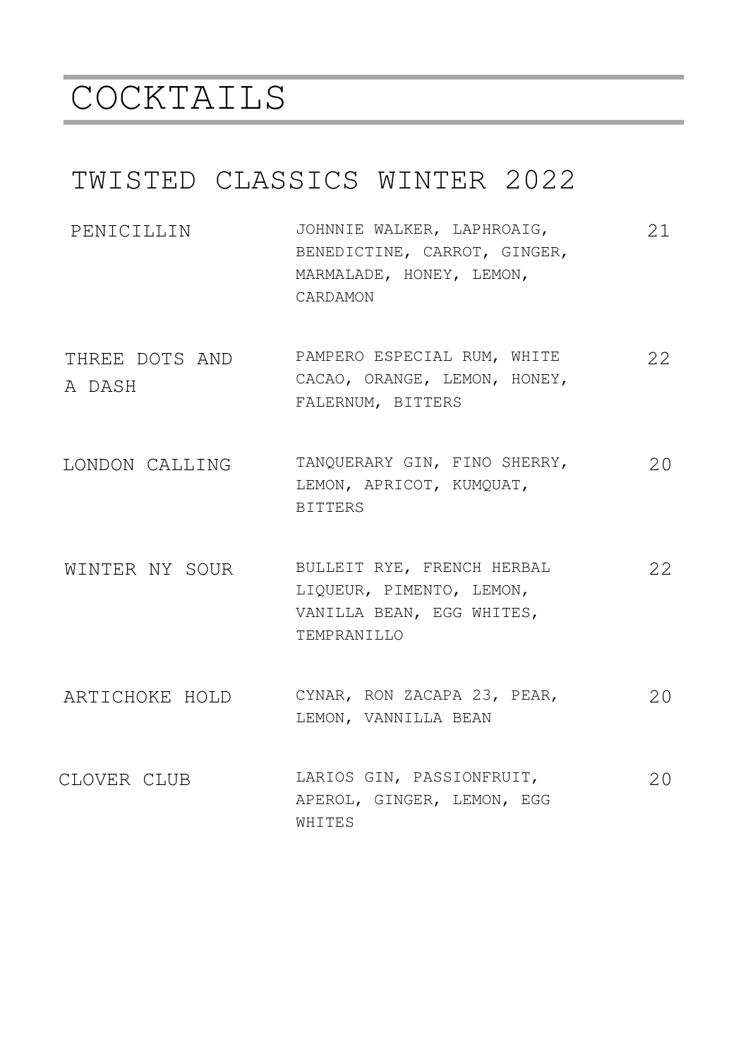# COCKTAILS

## TWISTED CLASSICS WINTER 2022

| | | |
|---|---|---|
| PENICILLIN | JOHNNIE WALKER, LAPHROAIG, BENEDICTINE, CARROT, GINGER, MARMALADE, HONEY, LEMON, CARDAMON | 21 |
| THREE DOTS AND A DASH | PAMPERO ESPECIAL RUM, WHITE CACAO, ORANGE, LEMON, HONEY, FALERNUM, BITTERS | 22 |
| LONDON CALLING | TANQUERARY GIN, FINO SHERRY, LEMON, APRICOT, KUMQUAT, BITTERS | 20 |
| WINTER NY SOUR | BULLEIT RYE, FRENCH HERBAL LIQUEUR, PIMENTO, LEMON, VANILLA BEAN, EGG WHITES, TEMPRANILLO | 22 |
| ARTICHOKE HOLD | CYNAR, RON ZACAPA 23, PEAR, LEMON, VANNILLA BEAN | 20 |
| CLOVER CLUB | LARIOS GIN, PASSIONFRUIT, APEROL, GINGER, LEMON, EGG WHITES | 20 |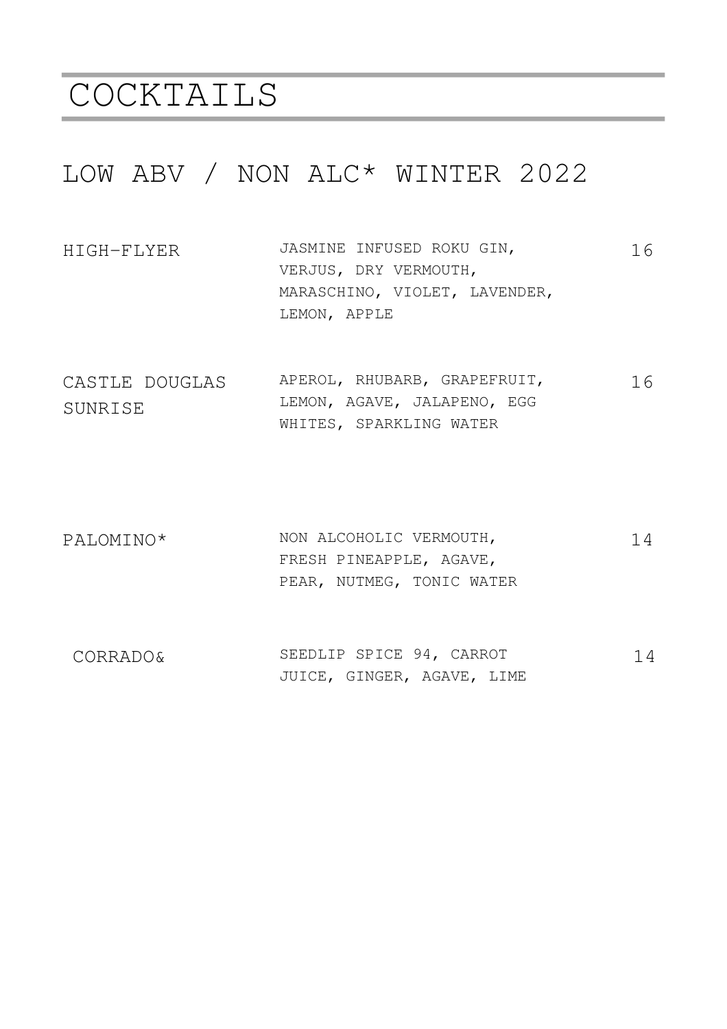# COCKTAILS

## LOW ABV / NON ALC* WINTER 2022

| | | |
|---|---|---|
| HIGH-FLYER | JASMINE INFUSED ROKU GIN, VERJUS, DRY VERMOUTH, MARASCHINO, VIOLET, LAVENDER, LEMON, APPLE | 16 |
| CASTLE DOUGLAS SUNRISE | APEROL, RHUBARB, GRAPEFRUIT, LEMON, AGAVE, JALAPENO, EGG WHITES, SPARKLING WATER | 16 |
| PALOMINO* | NON ALCOHOLIC VERMOUTH, FRESH PINEAPPLE, AGAVE, PEAR, NUTMEG, TONIC WATER | 14 |
| CORRADO& | SEEDLIP SPICE 94, CARROT JUICE, GINGER, AGAVE, LIME | 14 |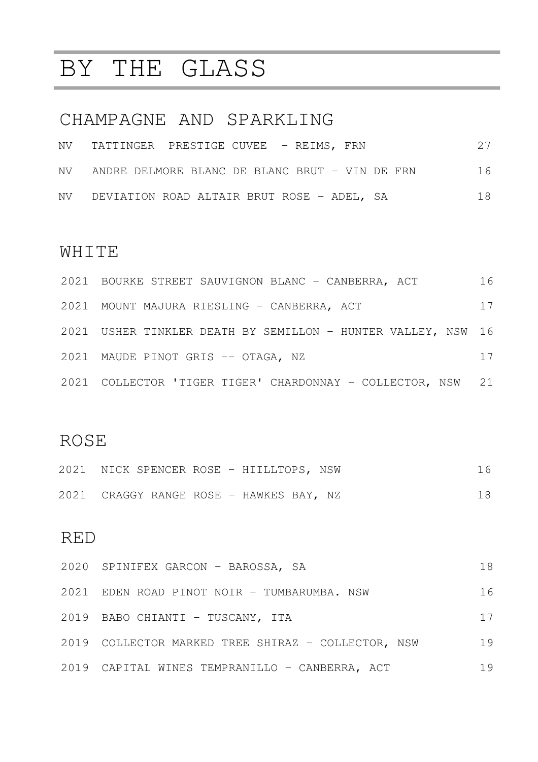# BY THE GLASS

## CHAMPAGNE AND SPARKLING

| | | |
|---|---|---|
| NV | TATTINGER PRESTIGE CUVEE – REIMS, FRN | 27 |
| NV | ANDRE DELMORE BLANC DE BLANC BRUT – VIN DE FRN | 16 |
| NV | DEVIATION ROAD ALTAIR BRUT ROSE – ADEL, SA | 18 |

## WHITE

| | | |
|---|---|---|
| 2021 | BOURKE STREET SAUVIGNON BLANC – CANBERRA, ACT | 16 |
| 2021 | MOUNT MAJURA RIESLING – CANBERRA, ACT | 17 |
| 2021 | USHER TINKLER DEATH BY SEMILLON – HUNTER VALLEY, NSW | 16 |
| 2021 | MAUDE PINOT GRIS -- OTAGA, NZ | 17 |
| 2021 | COLLECTOR 'TIGER TIGER' CHARDONNAY – COLLECTOR, NSW | 21 |

## ROSE

| | | |
|---|---|---|
| 2021 | NICK SPENCER ROSE – HIILLTOPS, NSW | 16 |
| 2021 | CRAGGY RANGE ROSE – HAWKES BAY, NZ | 18 |

## RED

| | | |
|---|---|---|
| 2020 | SPINIFEX GARCON – BAROSSA, SA | 18 |
| 2021 | EDEN ROAD PINOT NOIR – TUMBARUMBA. NSW | 16 |
| 2019 | BABO CHIANTI – TUSCANY, ITA | 17 |
| 2019 | COLLECTOR MARKED TREE SHIRAZ – COLLECTOR, NSW | 19 |
| 2019 | CAPITAL WINES TEMPRANILLO – CANBERRA, ACT | 19 |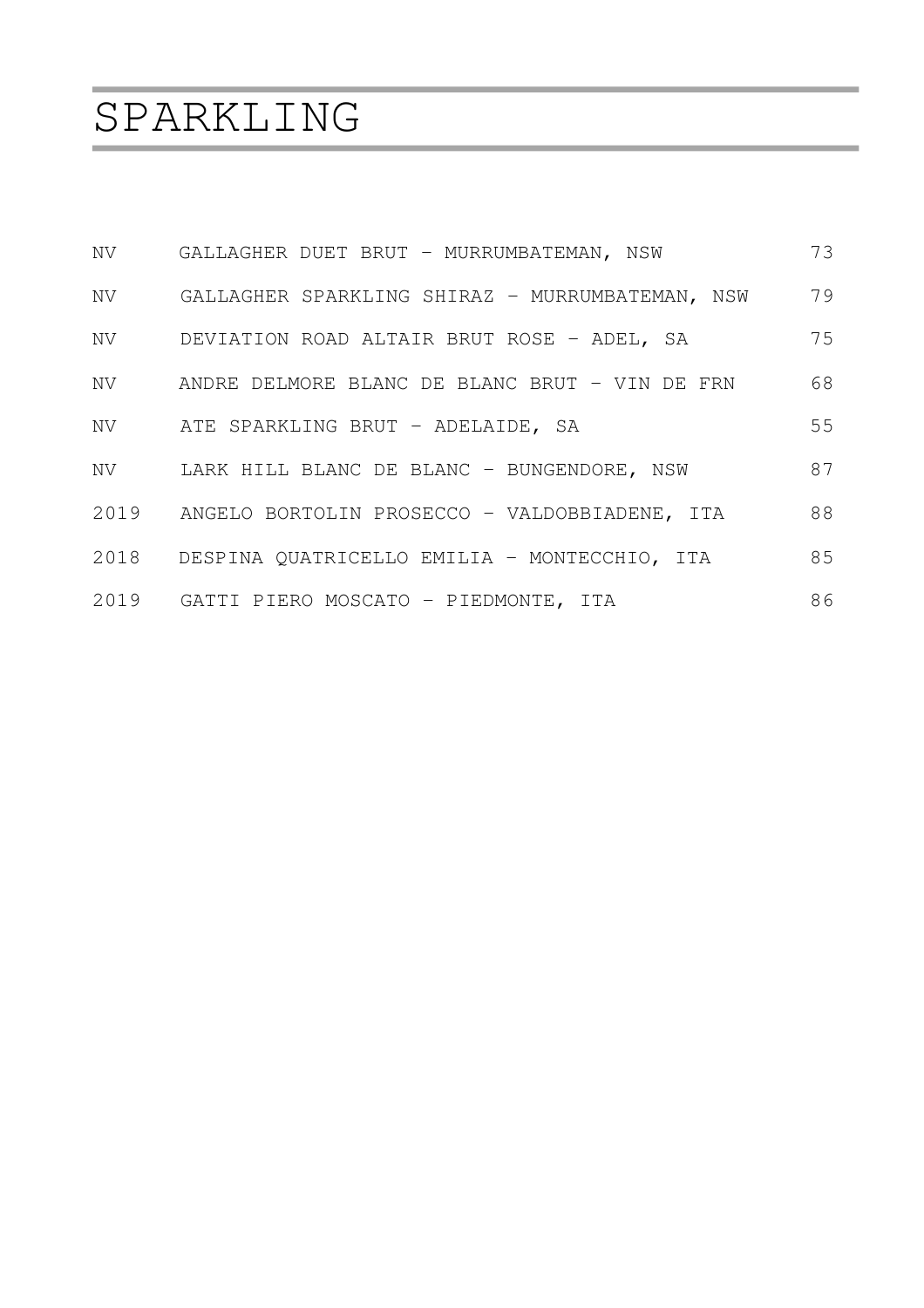# SPARKLING

| | | |
|---|---|---|
| NV | GALLAGHER DUET BRUT – MURRUMBATEMAN, NSW | 73 |
| NV | GALLAGHER SPARKLING SHIRAZ – MURRUMBATEMAN, NSW | 79 |
| NV | DEVIATION ROAD ALTAIR BRUT ROSE – ADEL, SA | 75 |
| NV | ANDRE DELMORE BLANC DE BLANC BRUT – VIN DE FRN | 68 |
| NV | ATE SPARKLING BRUT – ADELAIDE, SA | 55 |
| NV | LARK HILL BLANC DE BLANC – BUNGENDORE, NSW | 87 |
| 2019 | ANGELO BORTOLIN PROSECCO – VALDOBBIADENE, ITA | 88 |
| 2018 | DESPINA QUATRICELLO EMILIA – MONTECCHIO, ITA | 85 |
| 2019 | GATTI PIERO MOSCATO – PIEDMONTE, ITA | 86 |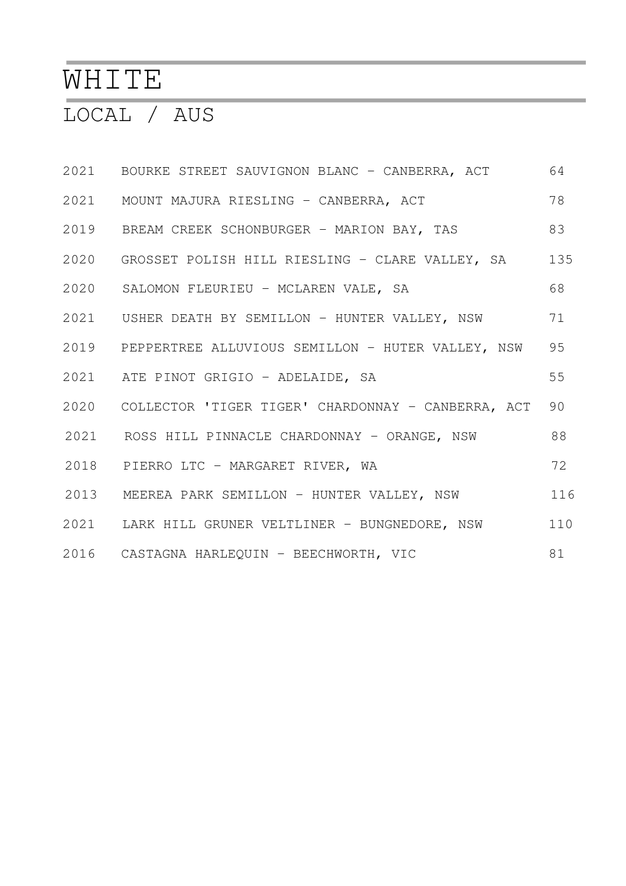# WHITE

## LOCAL / AUS

| | | |
|---|---|---|
| 2021 | BOURKE STREET SAUVIGNON BLANC – CANBERRA, ACT | 64 |
| 2021 | MOUNT MAJURA RIESLING – CANBERRA, ACT | 78 |
| 2019 | BREAM CREEK SCHONBURGER – MARION BAY, TAS | 83 |
| 2020 | GROSSET POLISH HILL RIESLING – CLARE VALLEY, SA | 135 |
| 2020 | SALOMON FLEURIEU – MCLAREN VALE, SA | 68 |
| 2021 | USHER DEATH BY SEMILLON – HUNTER VALLEY, NSW | 71 |
| 2019 | PEPPERTREE ALLUVIOUS SEMILLON – HUTER VALLEY, NSW | 95 |
| 2021 | ATE PINOT GRIGIO – ADELAIDE, SA | 55 |
| 2020 | COLLECTOR 'TIGER TIGER' CHARDONNAY – CANBERRA, ACT | 90 |
| 2021 | ROSS HILL PINNACLE CHARDONNAY – ORANGE, NSW | 88 |
| 2018 | PIERRO LTC – MARGARET RIVER, WA | 72 |
| 2013 | MEEREA PARK SEMILLON – HUNTER VALLEY, NSW | 116 |
| 2021 | LARK HILL GRUNER VELTLINER – BUNGNEDORE, NSW | 110 |
| 2016 | CASTAGNA HARLEQUIN – BEECHWORTH, VIC | 81 |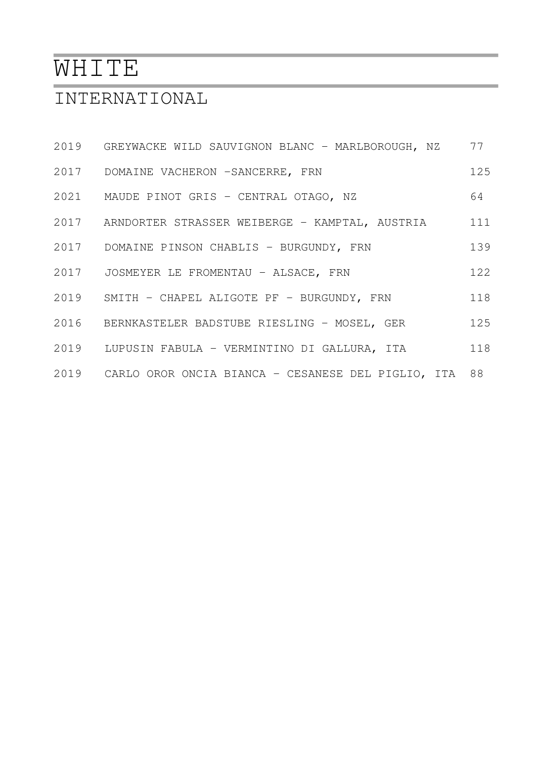# WHITE

## INTERNATIONAL

| | | |
|---|---|---|
| 2019 | GREYWACKE WILD SAUVIGNON BLANC – MARLBOROUGH, NZ | 77 |
| 2017 | DOMAINE VACHERON –SANCERRE, FRN | 125 |
| 2021 | MAUDE PINOT GRIS – CENTRAL OTAGO, NZ | 64 |
| 2017 | ARNDORTER STRASSER WEIBERGE – KAMPTAL, AUSTRIA | 111 |
| 2017 | DOMAINE PINSON CHABLIS – BURGUNDY, FRN | 139 |
| 2017 | JOSMEYER LE FROMENTAU – ALSACE, FRN | 122 |
| 2019 | SMITH – CHAPEL ALIGOTE PF – BURGUNDY, FRN | 118 |
| 2016 | BERNKASTELER BADSTUBE RIESLING – MOSEL, GER | 125 |
| 2019 | LUPUSIN FABULA – VERMINTINO DI GALLURA, ITA | 118 |
| 2019 | CARLO OROR ONCIA BIANCA – CESANESE DEL PIGLIO, ITA | 88 |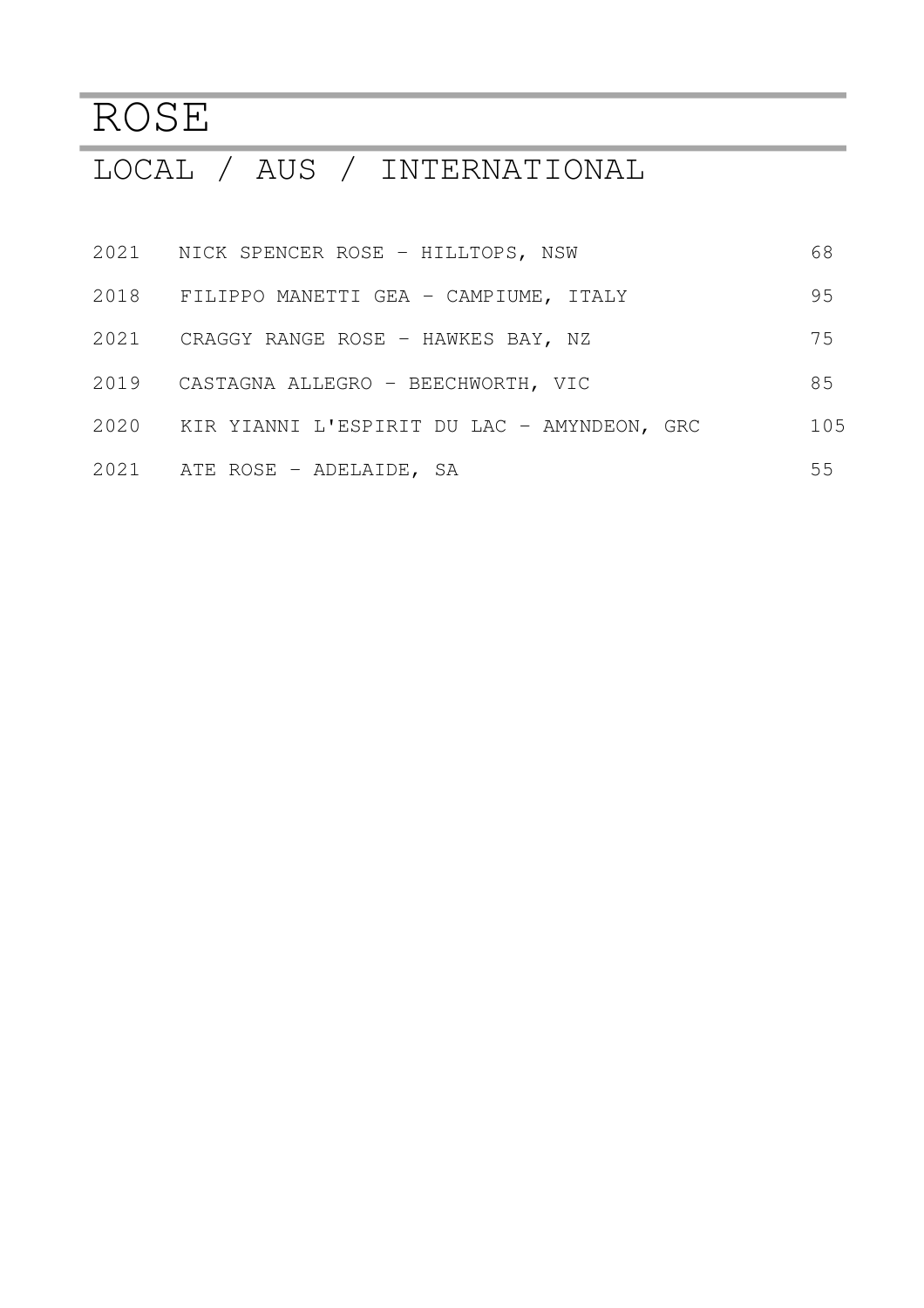# ROSE

## LOCAL / AUS / INTERNATIONAL

| | | |
|---|---|---|
| 2021 | NICK SPENCER ROSE – HILLTOPS, NSW | 68 |
| 2018 | FILIPPO MANETTI GEA – CAMPIUME, ITALY | 95 |
| 2021 | CRAGGY RANGE ROSE – HAWKES BAY, NZ | 75 |
| 2019 | CASTAGNA ALLEGRO – BEECHWORTH, VIC | 85 |
| 2020 | KIR YIANNI L'ESPIRIT DU LAC – AMYNDEON, GRC | 105 |
| 2021 | ATE ROSE – ADELAIDE, SA | 55 |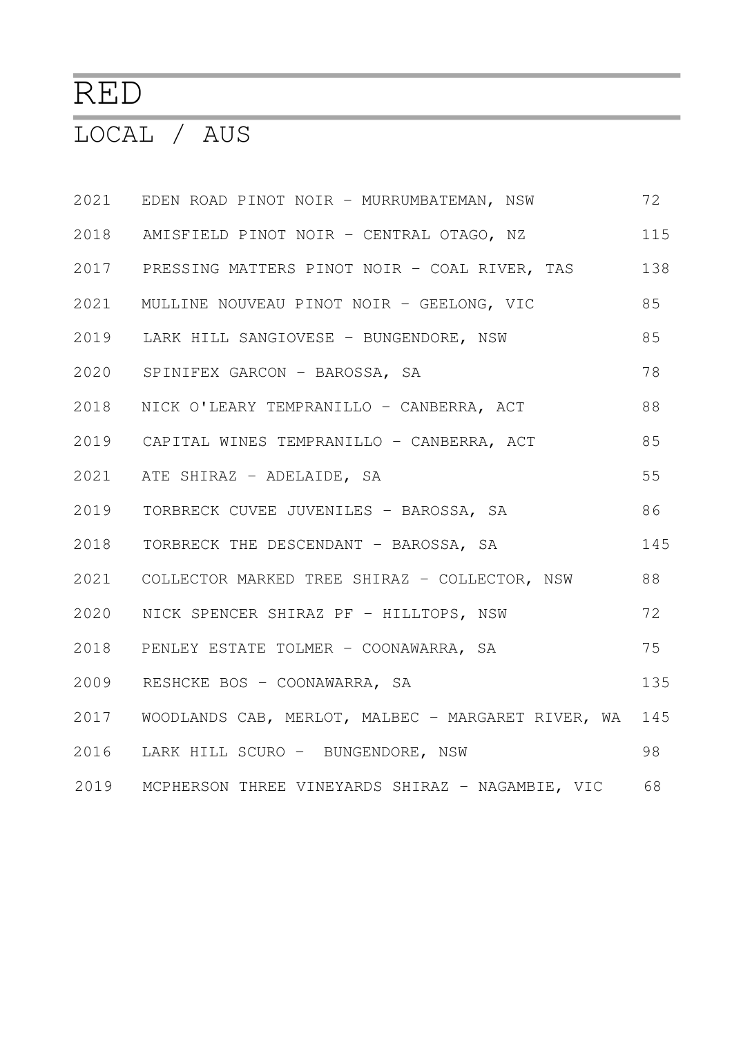# RED

## LOCAL / AUS

| | | |
|---|---|---|
| 2021 | EDEN ROAD PINOT NOIR – MURRUMBATEMAN, NSW | 72 |
| 2018 | AMISFIELD PINOT NOIR – CENTRAL OTAGO, NZ | 115 |
| 2017 | PRESSING MATTERS PINOT NOIR – COAL RIVER, TAS | 138 |
| 2021 | MULLINE NOUVEAU PINOT NOIR – GEELONG, VIC | 85 |
| 2019 | LARK HILL SANGIOVESE – BUNGENDORE, NSW | 85 |
| 2020 | SPINIFEX GARCON – BAROSSA, SA | 78 |
| 2018 | NICK O'LEARY TEMPRANILLO – CANBERRA, ACT | 88 |
| 2019 | CAPITAL WINES TEMPRANILLO – CANBERRA, ACT | 85 |
| 2021 | ATE SHIRAZ – ADELAIDE, SA | 55 |
| 2019 | TORBRECK CUVEE JUVENILES – BAROSSA, SA | 86 |
| 2018 | TORBRECK THE DESCENDANT – BAROSSA, SA | 145 |
| 2021 | COLLECTOR MARKED TREE SHIRAZ – COLLECTOR, NSW | 88 |
| 2020 | NICK SPENCER SHIRAZ PF – HILLTOPS, NSW | 72 |
| 2018 | PENLEY ESTATE TOLMER – COONAWARRA, SA | 75 |
| 2009 | RESHCKE BOS – COONAWARRA, SA | 135 |
| 2017 | WOODLANDS CAB, MERLOT, MALBEC – MARGARET RIVER, WA | 145 |
| 2016 | LARK HILL SCURO – BUNGENDORE, NSW | 98 |
| 2019 | MCPHERSON THREE VINEYARDS SHIRAZ – NAGAMBIE, VIC | 68 |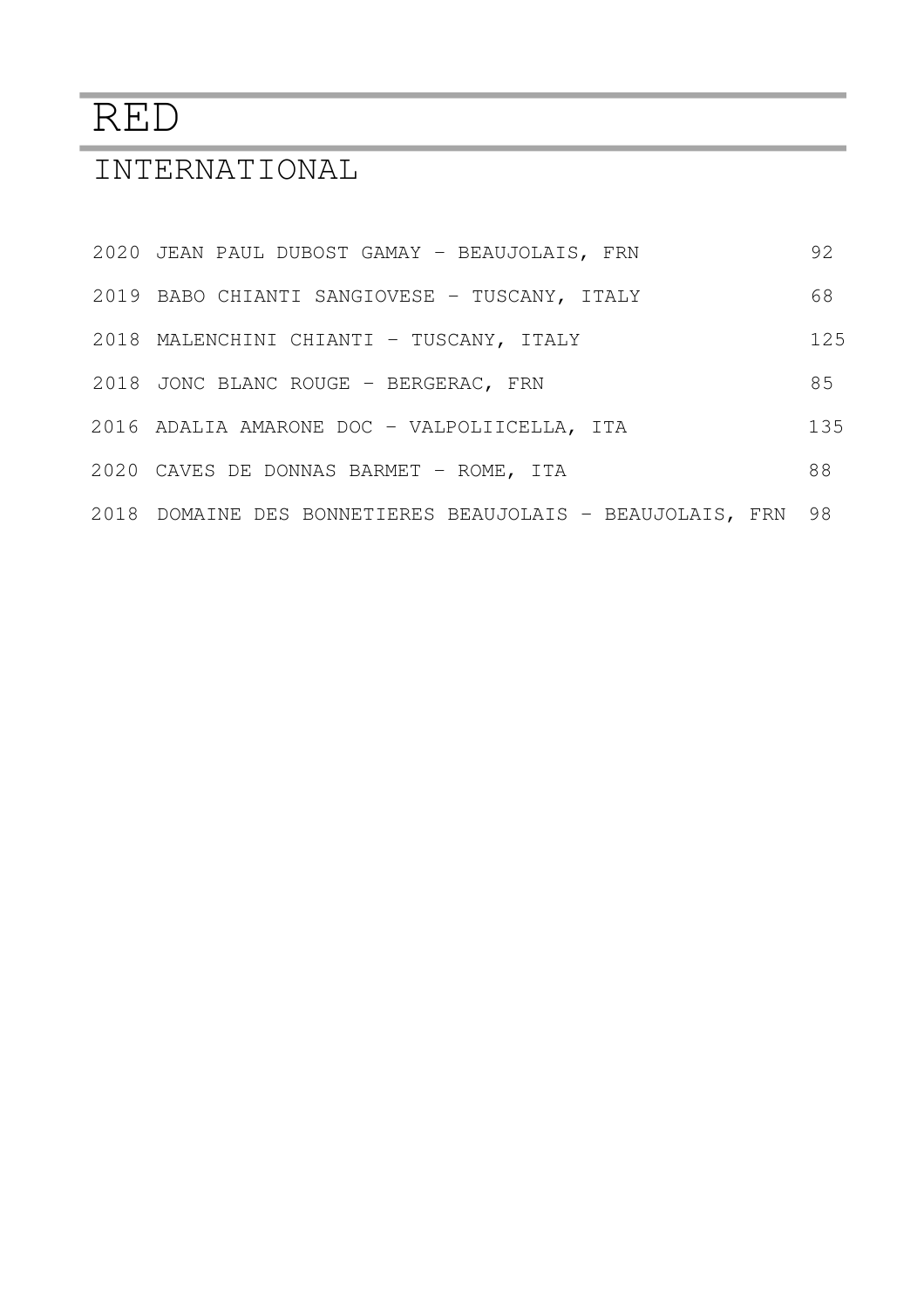# RED

## INTERNATIONAL

| | | |
|---|---|---|
| 2020 | JEAN PAUL DUBOST GAMAY – BEAUJOLAIS, FRN | 92 |
| 2019 | BABO CHIANTI SANGIOVESE – TUSCANY, ITALY | 68 |
| 2018 | MALENCHINI CHIANTI – TUSCANY, ITALY | 125 |
| 2018 | JONC BLANC ROUGE – BERGERAC, FRN | 85 |
| 2016 | ADALIA AMARONE DOC – VALPOLIICELLA, ITA | 135 |
| 2020 | CAVES DE DONNAS BARMET – ROME, ITA | 88 |
| 2018 | DOMAINE DES BONNETIERES BEAUJOLAIS – BEAUJOLAIS, FRN | 98 |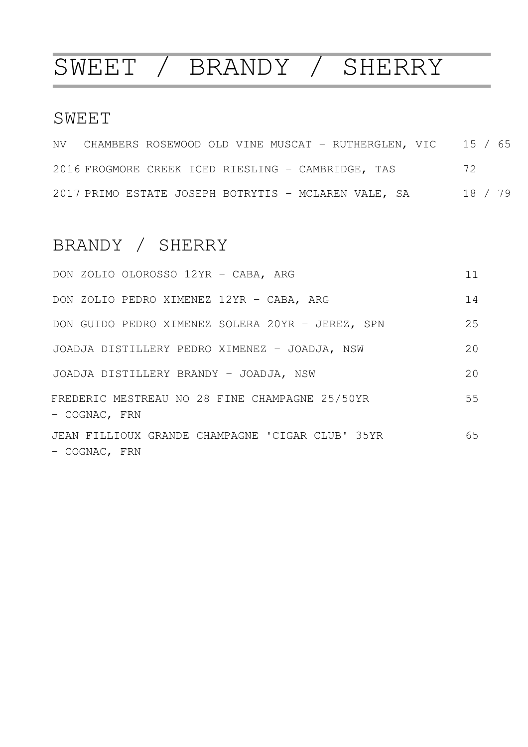# SWEET / BRANDY / SHERRY

## SWEET

| | | |
|---|---|---|
| NV | CHAMBERS ROSEWOOD OLD VINE MUSCAT – RUTHERGLEN, VIC | 15 / 65 |
| 2016 | FROGMORE CREEK ICED RIESLING – CAMBRIDGE, TAS | 72 |
| 2017 | PRIMO ESTATE JOSEPH BOTRYTIS – MCLAREN VALE, SA | 18 / 79 |

## BRANDY / SHERRY

| | |
|---|---|
| DON ZOLIO OLOROSSO 12YR – CABA, ARG | 11 |
| DON ZOLIO PEDRO XIMENEZ 12YR – CABA, ARG | 14 |
| DON GUIDO PEDRO XIMENEZ SOLERA 20YR – JEREZ, SPN | 25 |
| JOADJA DISTILLERY PEDRO XIMENEZ – JOADJA, NSW | 20 |
| JOADJA DISTILLERY BRANDY – JOADJA, NSW | 20 |
| FREDERIC MESTREAU NO 28 FINE CHAMPAGNE 25/50YR – COGNAC, FRN | 55 |
| JEAN FILLIOUX GRANDE CHAMPAGNE 'CIGAR CLUB' 35YR – COGNAC, FRN | 65 |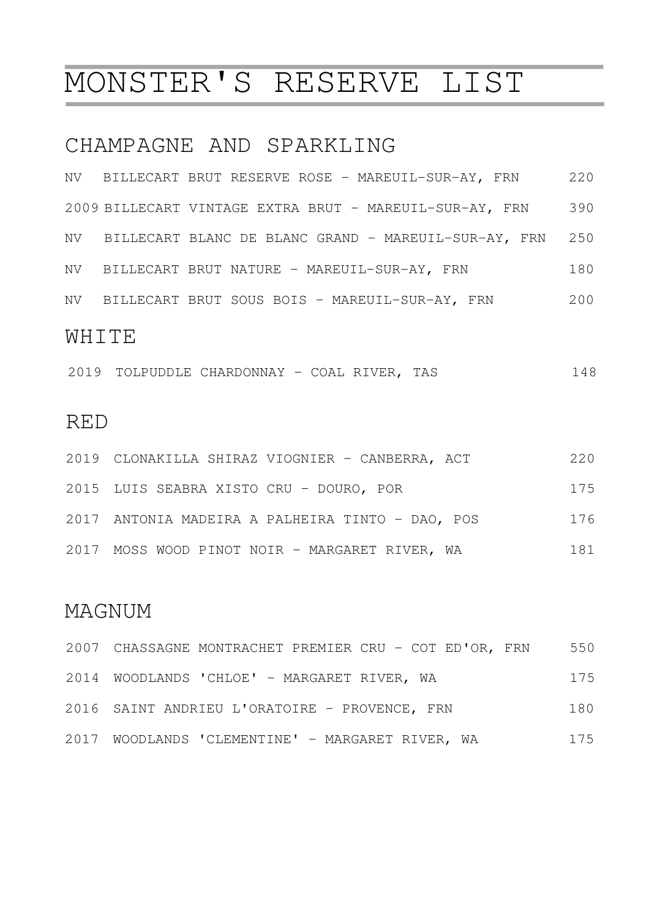# MONSTER'S RESERVE LIST

## CHAMPAGNE AND SPARKLING

| | | |
|---|---|---|
| NV | BILLECART BRUT RESERVE ROSE - MAREUIL-SUR-AY, FRN | 220 |
| 2009 | BILLECART VINTAGE EXTRA BRUT - MAREUIL-SUR-AY, FRN | 390 |
| NV | BILLECART BLANC DE BLANC GRAND - MAREUIL-SUR-AY, FRN | 250 |
| NV | BILLECART BRUT NATURE - MAREUIL-SUR-AY, FRN | 180 |
| NV | BILLECART BRUT SOUS BOIS - MAREUIL-SUR-AY, FRN | 200 |

## WHITE

| | | |
|---|---|---|
| 2019 | TOLPUDDLE CHARDONNAY - COAL RIVER, TAS | 148 |

## RED

| | | |
|---|---|---|
| 2019 | CLONAKILLA SHIRAZ VIOGNIER - CANBERRA, ACT | 220 |
| 2015 | LUIS SEABRA XISTO CRU - DOURO, POR | 175 |
| 2017 | ANTONIA MADEIRA A PALHEIRA TINTO - DAO, POS | 176 |
| 2017 | MOSS WOOD PINOT NOIR - MARGARET RIVER, WA | 181 |

## MAGNUM

| | | |
|---|---|---|
| 2007 | CHASSAGNE MONTRACHET PREMIER CRU - COT ED'OR, FRN | 550 |
| 2014 | WOODLANDS 'CHLOE' - MARGARET RIVER, WA | 175 |
| 2016 | SAINT ANDRIEU L'ORATOIRE - PROVENCE, FRN | 180 |
| 2017 | WOODLANDS 'CLEMENTINE' - MARGARET RIVER, WA | 175 |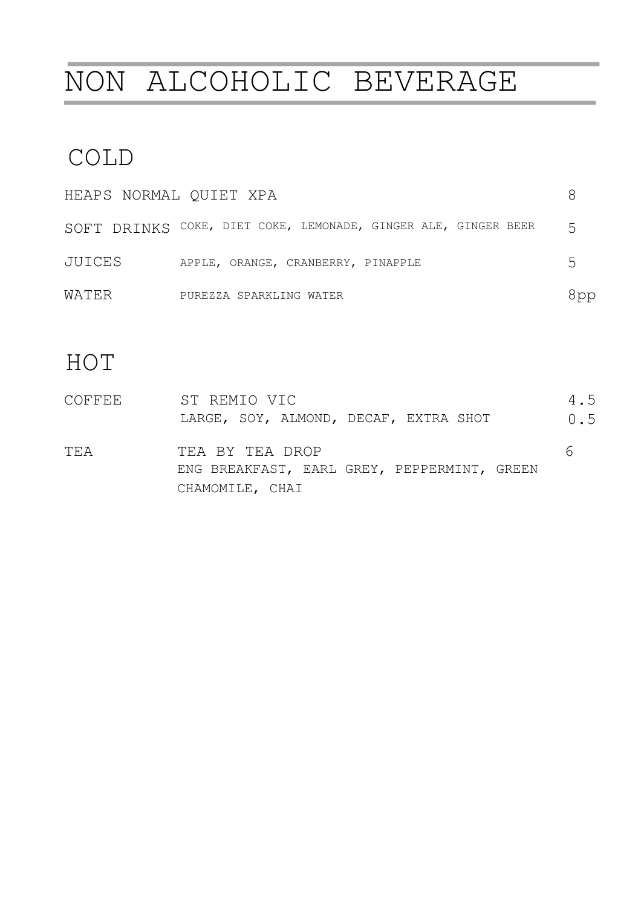# NON ALCOHOLIC BEVERAGE

## COLD

| | | |
|---|---|---|
| HEAPS NORMAL QUIET XPA | | 8 |
| SOFT DRINKS | COKE, DIET COKE, LEMONADE, GINGER ALE, GINGER BEER | 5 |
| JUICES | APPLE, ORANGE, CRANBERRY, PINAPPLE | 5 |
| WATER | PUREZZA SPARKLING WATER | 8pp |

## HOT

| | | |
|---|---|---|
| COFFEE | ST REMIO VIC | 4.5 |
| | LARGE, SOY, ALMOND, DECAF, EXTRA SHOT | 0.5 |
| TEA | TEA BY TEA DROP | 6 |
| | ENG BREAKFAST, EARL GREY, PEPPERMINT, GREEN CHAMOMILE, CHAI | |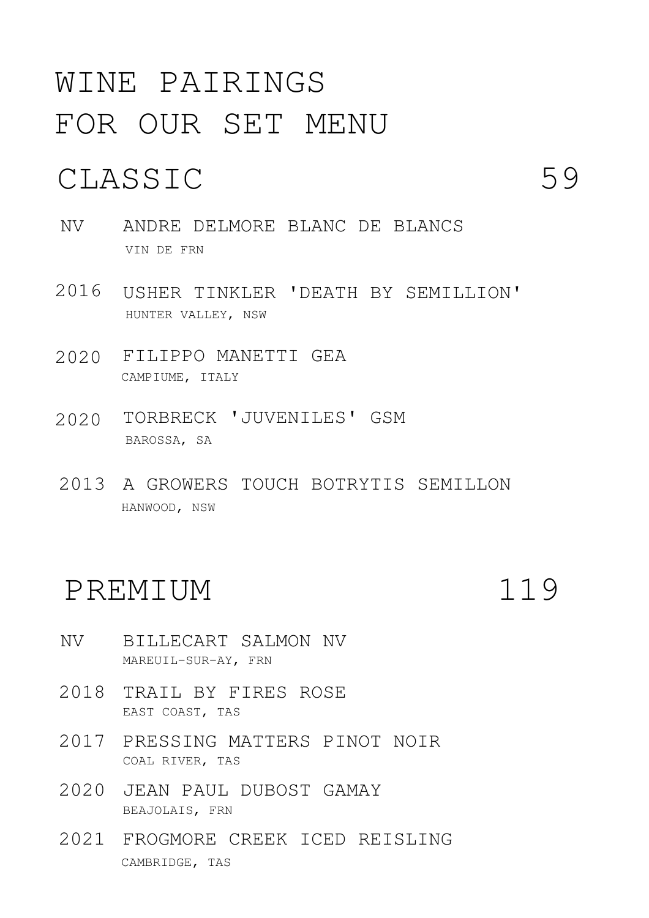# WINE PAIRINGS FOR OUR SET MENU

## CLASSIC 59

NV ANDRE DELMORE BLANC DE BLANCS
VIN DE FRN

2016 USHER TINKLER 'DEATH BY SEMILLION'
HUNTER VALLEY, NSW

2020 FILIPPO MANETTI GEA
CAMPIUME, ITALY

2020 TORBRECK 'JUVENILES' GSM
BAROSSA, SA

2013 A GROWERS TOUCH BOTRYTIS SEMILLON
HANWOOD, NSW

## PREMIUM 119

NV BILLECART SALMON NV
MAREUIL-SUR-AY, FRN

2018 TRAIL BY FIRES ROSE
EAST COAST, TAS

2017 PRESSING MATTERS PINOT NOIR
COAL RIVER, TAS

2020 JEAN PAUL DUBOST GAMAY
BEAJOLAIS, FRN

2021 FROGMORE CREEK ICED REISLING
CAMBRIDGE, TAS